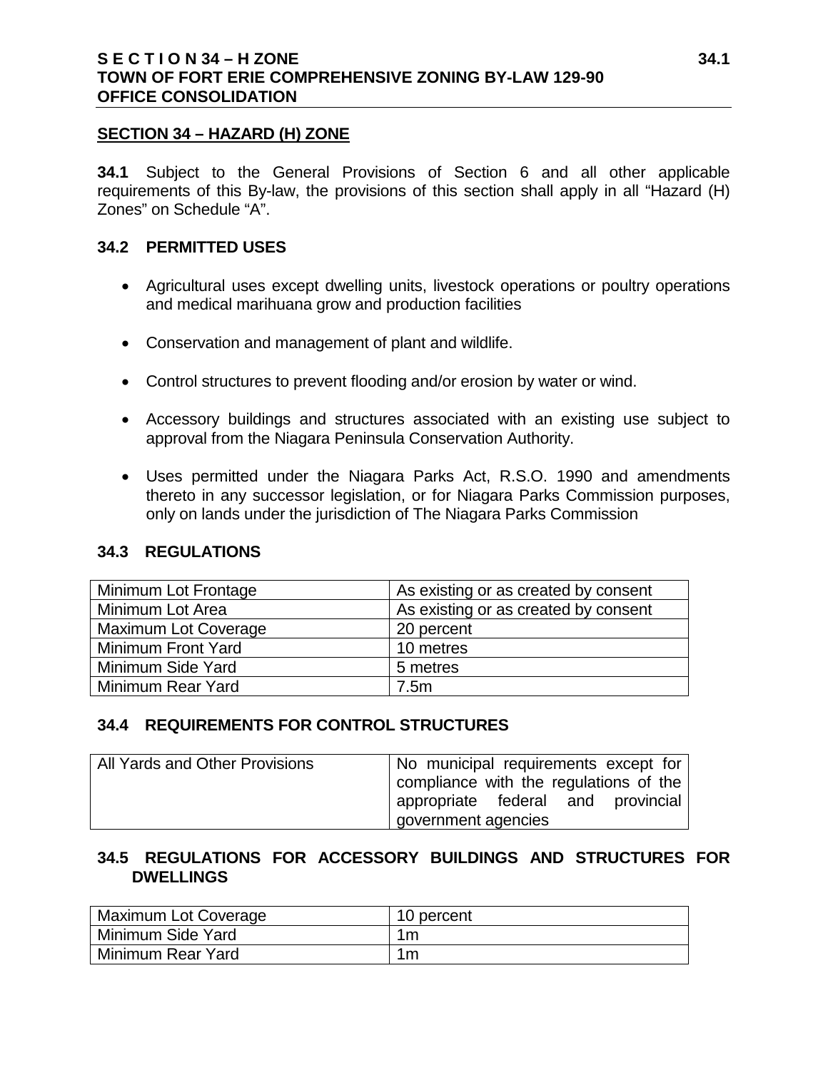## SECTION 34 – HAZARD (H) ZONE

**34.1** Subject to the General Provisions of Section 6 and all other applicable requirements of this By-law, the provisions of this section shall apply in all "Hazard (H) Zones" on Schedule "A".

### 34.2 PERMITTED USES

- Agricultural uses except dwelling units, livestock operations or poultry operations and medical marihuana grow and production facilities
- Conservation and management of plant and wildlife.
- Control structures to prevent flooding and/or erosion by water or wind.
- Accessory buildings and structures associated with an existing use subject to approval from the Niagara Peninsula Conservation Authority.
- Uses permitted under the Niagara Parks Act, R.S.O. 1990 and amendments thereto in any successor legislation, or for Niagara Parks Commission purposes, only on lands under the jurisdiction of The Niagara Parks Commission

### 34.3 REGULATIONS

| | |
|---|---|
| Minimum Lot Frontage | As existing or as created by consent |
| Minimum Lot Area | As existing or as created by consent |
| Maximum Lot Coverage | 20 percent |
| Minimum Front Yard | 10 metres |
| Minimum Side Yard | 5 metres |
| Minimum Rear Yard | 7.5m |

### 34.4 REQUIREMENTS FOR CONTROL STRUCTURES

| | |
|---|---|
| All Yards and Other Provisions | No municipal requirements except for compliance with the regulations of the appropriate federal and provincial government agencies |

### 34.5 REGULATIONS FOR ACCESSORY BUILDINGS AND STRUCTURES FOR DWELLINGS

| | |
|---|---|
| Maximum Lot Coverage | 10 percent |
| Minimum Side Yard | 1m |
| Minimum Rear Yard | 1m |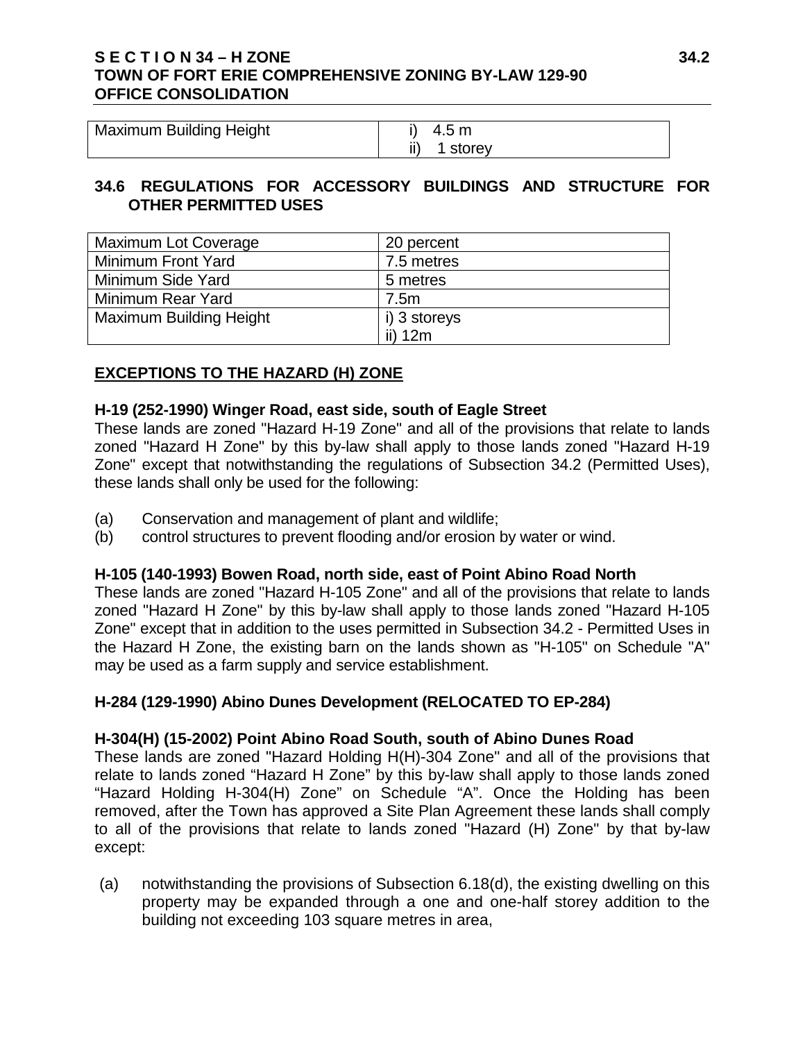| Maximum Building Height | i) 4.5 m<br>ii) 1 storey |
|---|---|

### 34.6 REGULATIONS FOR ACCESSORY BUILDINGS AND STRUCTURE FOR OTHER PERMITTED USES

| Maximum Lot Coverage | 20 percent |
|---|---|
| Minimum Front Yard | 7.5 metres |
| Minimum Side Yard | 5 metres |
| Minimum Rear Yard | 7.5m |
| Maximum Building Height | i) 3 storeys<br>ii) 12m |

## EXCEPTIONS TO THE HAZARD (H) ZONE

**H-19 (252-1990) Winger Road, east side, south of Eagle Street**

These lands are zoned "Hazard H-19 Zone" and all of the provisions that relate to lands zoned "Hazard H Zone" by this by-law shall apply to those lands zoned "Hazard H-19 Zone" except that notwithstanding the regulations of Subsection 34.2 (Permitted Uses), these lands shall only be used for the following:

(a) Conservation and management of plant and wildlife;
(b) control structures to prevent flooding and/or erosion by water or wind.

**H-105 (140-1993) Bowen Road, north side, east of Point Abino Road North**

These lands are zoned "Hazard H-105 Zone" and all of the provisions that relate to lands zoned "Hazard H Zone" by this by-law shall apply to those lands zoned "Hazard H-105 Zone" except that in addition to the uses permitted in Subsection 34.2 - Permitted Uses in the Hazard H Zone, the existing barn on the lands shown as "H-105" on Schedule "A" may be used as a farm supply and service establishment.

**H-284 (129-1990) Abino Dunes Development (RELOCATED TO EP-284)**

**H-304(H) (15-2002) Point Abino Road South, south of Abino Dunes Road**

These lands are zoned "Hazard Holding H(H)-304 Zone" and all of the provisions that relate to lands zoned “Hazard H Zone” by this by-law shall apply to those lands zoned “Hazard Holding H-304(H) Zone” on Schedule “A”. Once the Holding has been removed, after the Town has approved a Site Plan Agreement these lands shall comply to all of the provisions that relate to lands zoned "Hazard (H) Zone" by that by-law except:

(a) notwithstanding the provisions of Subsection 6.18(d), the existing dwelling on this property may be expanded through a one and one-half storey addition to the building not exceeding 103 square metres in area,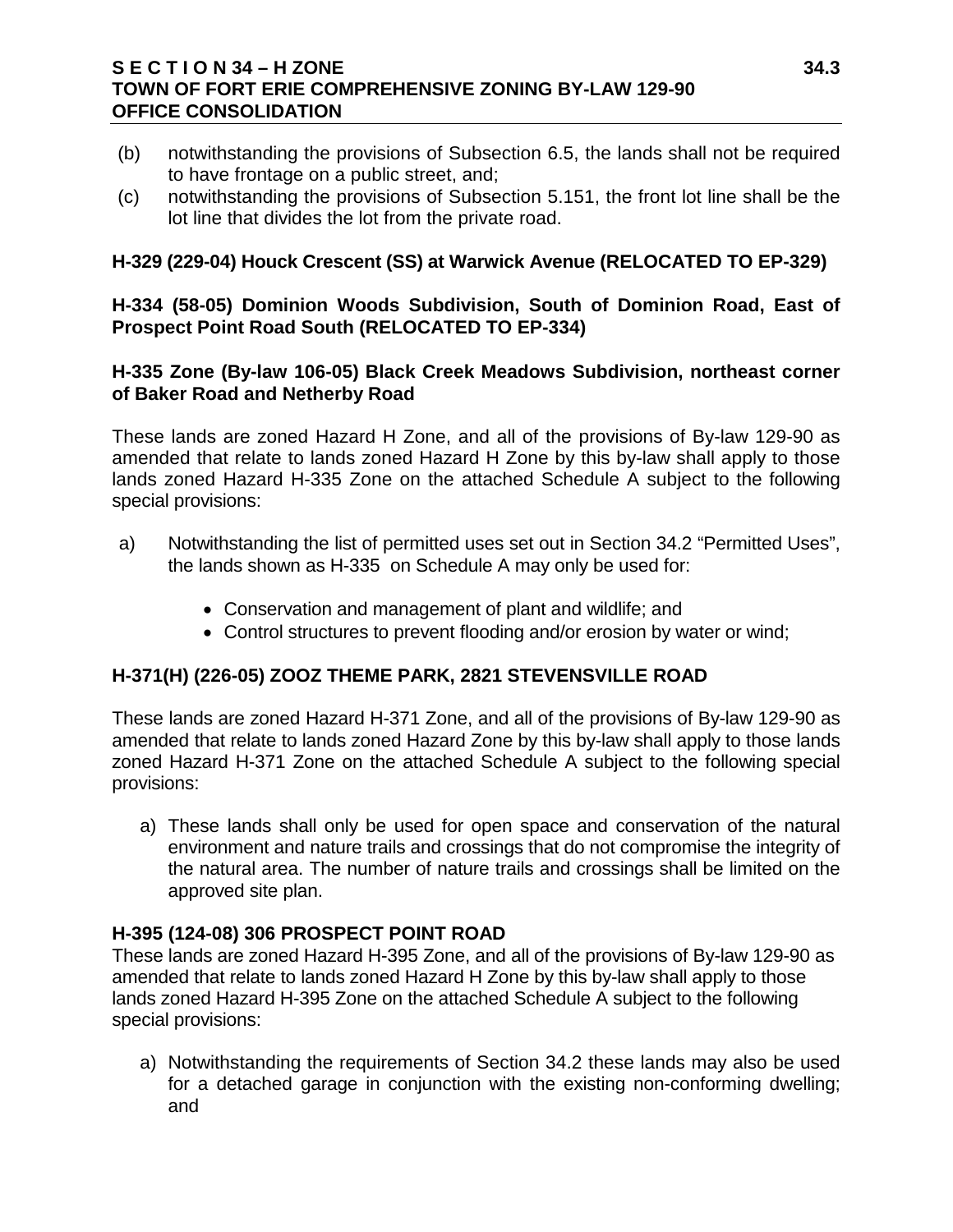(b) notwithstanding the provisions of Subsection 6.5, the lands shall not be required to have frontage on a public street, and;

(c) notwithstanding the provisions of Subsection 5.151, the front lot line shall be the lot line that divides the lot from the private road.

**H-329 (229-04) Houck Crescent (SS) at Warwick Avenue (RELOCATED TO EP-329)**

**H-334 (58-05) Dominion Woods Subdivision, South of Dominion Road, East of Prospect Point Road South (RELOCATED TO EP-334)**

**H-335 Zone (By-law 106-05) Black Creek Meadows Subdivision, northeast corner of Baker Road and Netherby Road**

These lands are zoned Hazard H Zone, and all of the provisions of By-law 129-90 as amended that relate to lands zoned Hazard H Zone by this by-law shall apply to those lands zoned Hazard H-335 Zone on the attached Schedule A subject to the following special provisions:

a) Notwithstanding the list of permitted uses set out in Section 34.2 “Permitted Uses”, the lands shown as H-335 on Schedule A may only be used for:

- Conservation and management of plant and wildlife; and
- Control structures to prevent flooding and/or erosion by water or wind;

**H-371(H) (226-05) ZOOZ THEME PARK, 2821 STEVENSVILLE ROAD**

These lands are zoned Hazard H-371 Zone, and all of the provisions of By-law 129-90 as amended that relate to lands zoned Hazard Zone by this by-law shall apply to those lands zoned Hazard H-371 Zone on the attached Schedule A subject to the following special provisions:

a) These lands shall only be used for open space and conservation of the natural environment and nature trails and crossings that do not compromise the integrity of the natural area. The number of nature trails and crossings shall be limited on the approved site plan.

**H-395 (124-08) 306 PROSPECT POINT ROAD**

These lands are zoned Hazard H-395 Zone, and all of the provisions of By-law 129-90 as amended that relate to lands zoned Hazard H Zone by this by-law shall apply to those lands zoned Hazard H-395 Zone on the attached Schedule A subject to the following special provisions:

a) Notwithstanding the requirements of Section 34.2 these lands may also be used for a detached garage in conjunction with the existing non-conforming dwelling; and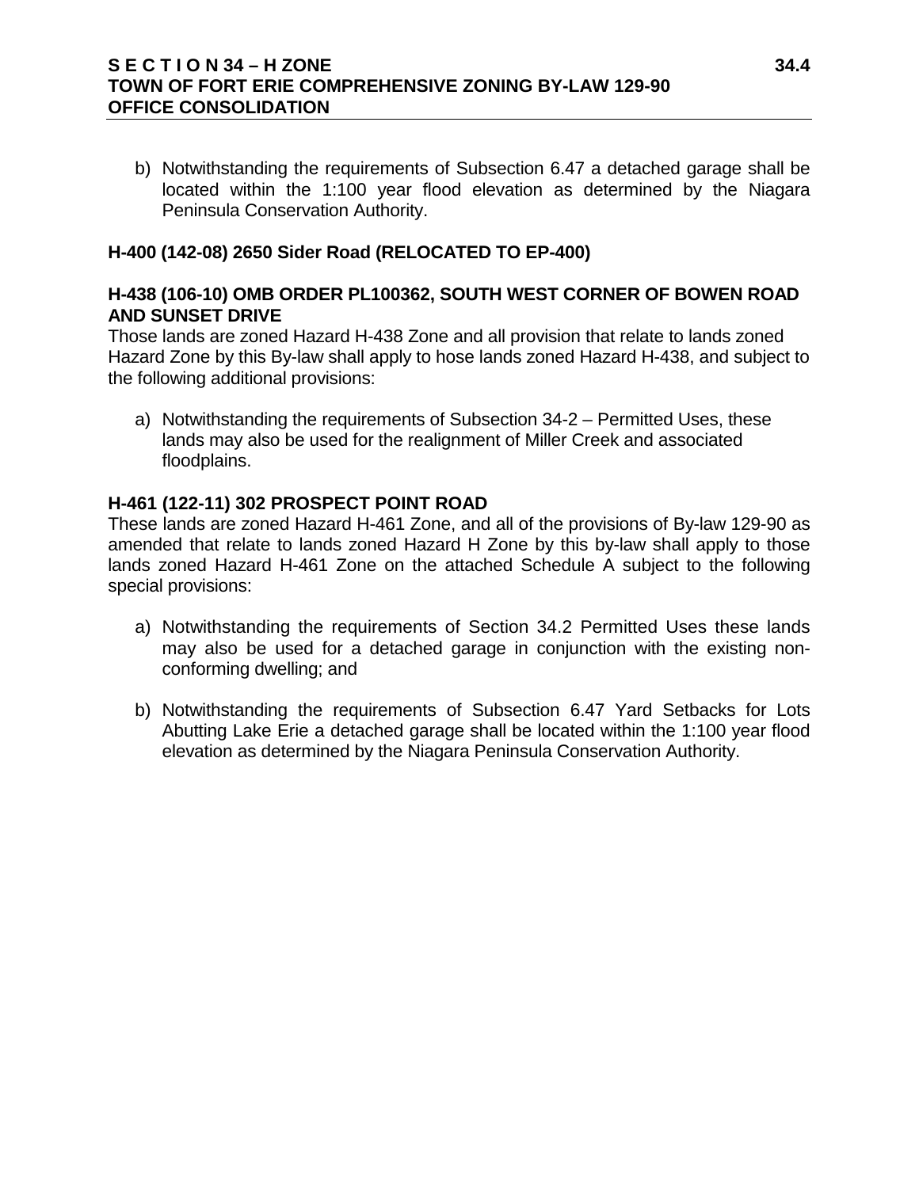b) Notwithstanding the requirements of Subsection 6.47 a detached garage shall be located within the 1:100 year flood elevation as determined by the Niagara Peninsula Conservation Authority.

**H-400 (142-08) 2650 Sider Road (RELOCATED TO EP-400)**

**H-438 (106-10) OMB ORDER PL100362, SOUTH WEST CORNER OF BOWEN ROAD AND SUNSET DRIVE**

Those lands are zoned Hazard H-438 Zone and all provision that relate to lands zoned Hazard Zone by this By-law shall apply to hose lands zoned Hazard H-438, and subject to the following additional provisions:

a) Notwithstanding the requirements of Subsection 34-2 – Permitted Uses, these lands may also be used for the realignment of Miller Creek and associated floodplains.

**H-461 (122-11) 302 PROSPECT POINT ROAD**

These lands are zoned Hazard H-461 Zone, and all of the provisions of By-law 129-90 as amended that relate to lands zoned Hazard H Zone by this by-law shall apply to those lands zoned Hazard H-461 Zone on the attached Schedule A subject to the following special provisions:

a) Notwithstanding the requirements of Section 34.2 Permitted Uses these lands may also be used for a detached garage in conjunction with the existing non-conforming dwelling; and

b) Notwithstanding the requirements of Subsection 6.47 Yard Setbacks for Lots Abutting Lake Erie a detached garage shall be located within the 1:100 year flood elevation as determined by the Niagara Peninsula Conservation Authority.